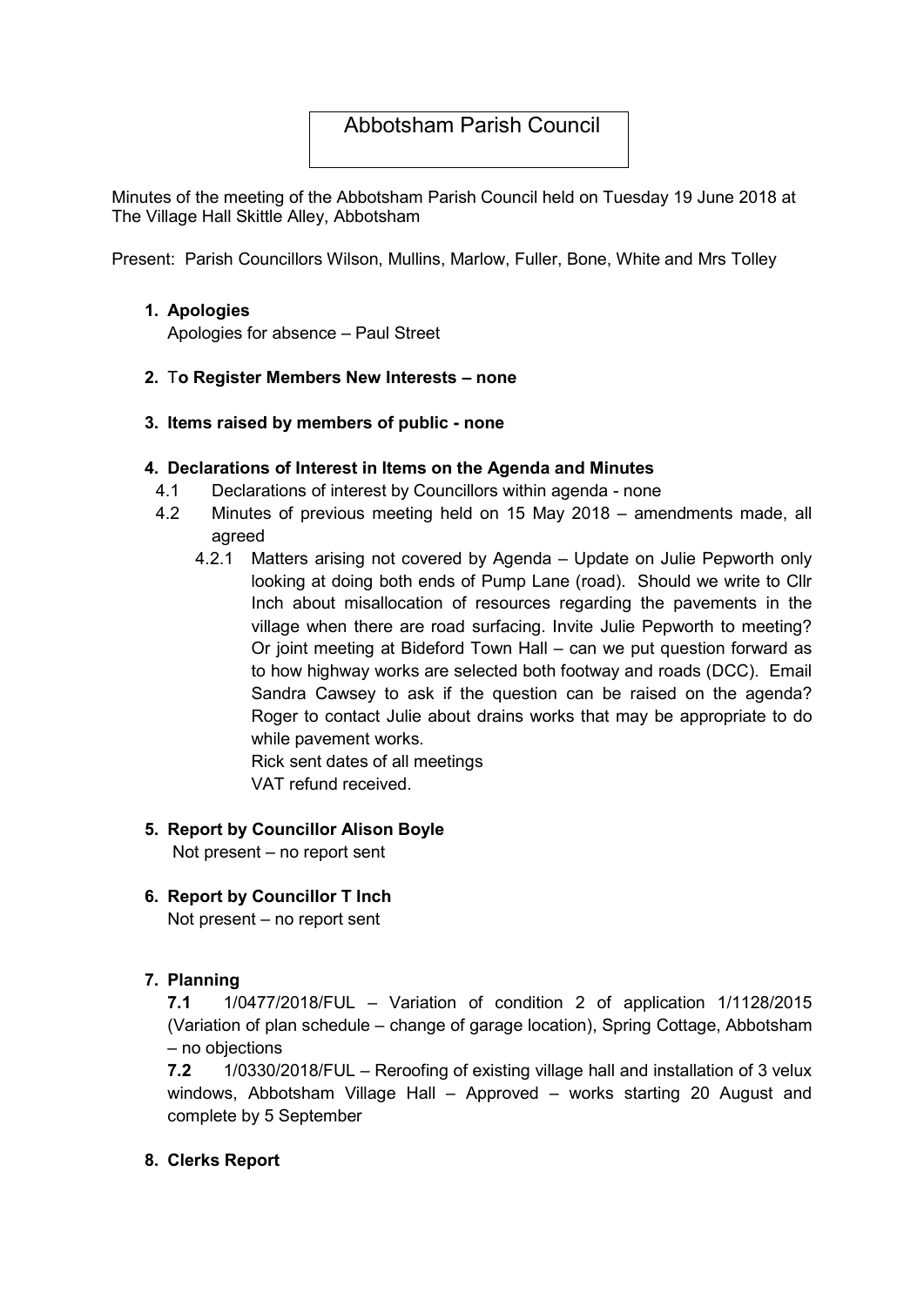# Abbotsham Parish Council

Minutes of the meeting of the Abbotsham Parish Council held on Tuesday 19 June 2018 at The Village Hall Skittle Alley, Abbotsham

Present: Parish Councillors Wilson, Mullins, Marlow, Fuller, Bone, White and Mrs Tolley

1. **Apologies**

   Apologies for absence – Paul Street

2. **To Register Members New Interests – none**

3. **Items raised by members of public - none**

4. **Declarations of Interest in Items on the Agenda and Minutes**

   4.1 Declarations of interest by Councillors within agenda - none

   4.2 Minutes of previous meeting held on 15 May 2018 – amendments made, all agreed

   4.2.1 Matters arising not covered by Agenda – Update on Julie Pepworth only looking at doing both ends of Pump Lane (road). Should we write to Cllr Inch about misallocation of resources regarding the pavements in the village when there are road surfacing. Invite Julie Pepworth to meeting? Or joint meeting at Bideford Town Hall – can we put question forward as to how highway works are selected both footway and roads (DCC). Email Sandra Cawsey to ask if the question can be raised on the agenda? Roger to contact Julie about drains works that may be appropriate to do while pavement works.

   Rick sent dates of all meetings

   VAT refund received.

5. **Report by Councillor Alison Boyle**

   Not present – no report sent

6. **Report by Councillor T Inch**

   Not present – no report sent

7. **Planning**

   **7.1** 1/0477/2018/FUL – Variation of condition 2 of application 1/1128/2015 (Variation of plan schedule – change of garage location), Spring Cottage, Abbotsham – no objections

   **7.2** 1/0330/2018/FUL – Reroofing of existing village hall and installation of 3 velux windows, Abbotsham Village Hall – Approved – works starting 20 August and complete by 5 September

8. **Clerks Report**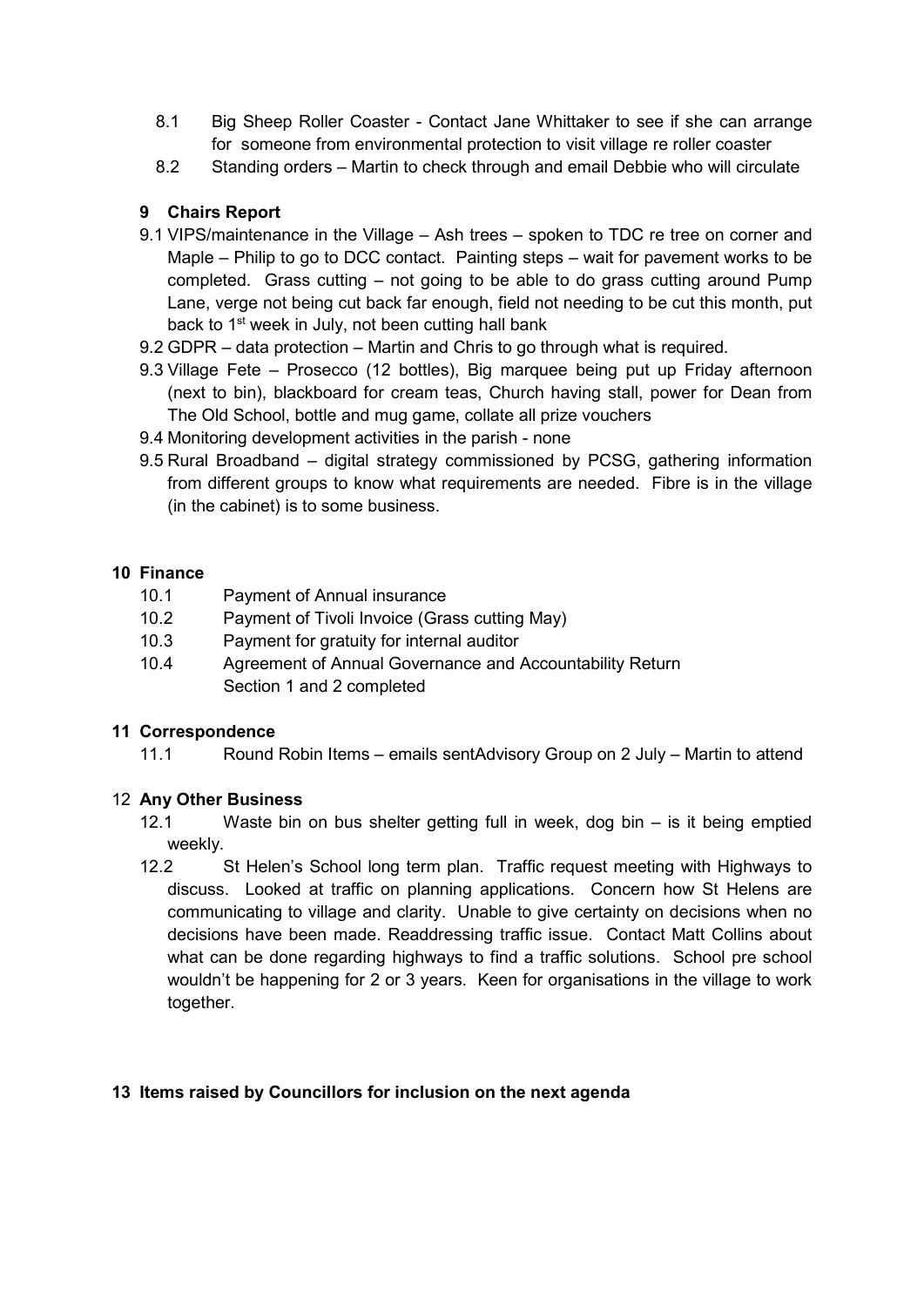8.1 Big Sheep Roller Coaster - Contact Jane Whittaker to see if she can arrange for someone from environmental protection to visit village re roller coaster

8.2 Standing orders – Martin to check through and email Debbie who will circulate

**9 Chairs Report**

9.1 VIPS/maintenance in the Village – Ash trees – spoken to TDC re tree on corner and Maple – Philip to go to DCC contact. Painting steps – wait for pavement works to be completed. Grass cutting – not going to be able to do grass cutting around Pump Lane, verge not being cut back far enough, field not needing to be cut this month, put back to 1st week in July, not been cutting hall bank

9.2 GDPR – data protection – Martin and Chris to go through what is required.

9.3 Village Fete – Prosecco (12 bottles), Big marquee being put up Friday afternoon (next to bin), blackboard for cream teas, Church having stall, power for Dean from The Old School, bottle and mug game, collate all prize vouchers

9.4 Monitoring development activities in the parish - none

9.5 Rural Broadband – digital strategy commissioned by PCSG, gathering information from different groups to know what requirements are needed. Fibre is in the village (in the cabinet) is to some business.

**10 Finance**

10.1 Payment of Annual insurance

10.2 Payment of Tivoli Invoice (Grass cutting May)

10.3 Payment for gratuity for internal auditor

10.4 Agreement of Annual Governance and Accountability Return
Section 1 and 2 completed

**11 Correspondence**

11.1 Round Robin Items – emails sentAdvisory Group on 2 July – Martin to attend

12 **Any Other Business**

12.1 Waste bin on bus shelter getting full in week, dog bin – is it being emptied weekly.

12.2 St Helen's School long term plan. Traffic request meeting with Highways to discuss. Looked at traffic on planning applications. Concern how St Helens are communicating to village and clarity. Unable to give certainty on decisions when no decisions have been made. Readdressing traffic issue. Contact Matt Collins about what can be done regarding highways to find a traffic solutions. School pre school wouldn't be happening for 2 or 3 years. Keen for organisations in the village to work together.

**13 Items raised by Councillors for inclusion on the next agenda**